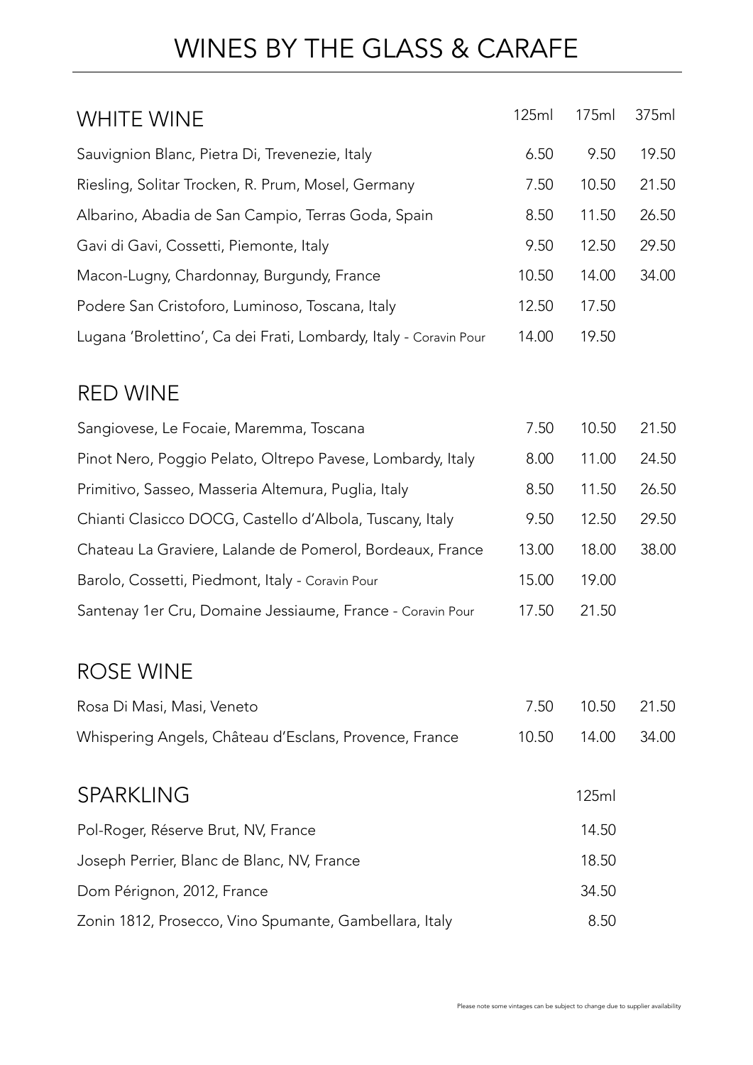# WINES BY THE GLASS & CARAFE

| WHITE WINE | 125ml | 175ml | 375ml |
|---|---|---|---|
| Sauvignion Blanc, Pietra Di, Trevenezie, Italy | 6.50 | 9.50 | 19.50 |
| Riesling, Solitar Trocken, R. Prum, Mosel, Germany | 7.50 | 10.50 | 21.50 |
| Albarino, Abadia de San Campio, Terras Goda, Spain | 8.50 | 11.50 | 26.50 |
| Gavi di Gavi, Cossetti, Piemonte, Italy | 9.50 | 12.50 | 29.50 |
| Macon-Lugny, Chardonnay, Burgundy, France | 10.50 | 14.00 | 34.00 |
| Podere San Cristoforo, Luminoso, Toscana, Italy | 12.50 | 17.50 | |
| Lugana 'Brolettino', Ca dei Frati, Lombardy, Italy - Coravin Pour | 14.00 | 19.50 | |

| RED WINE | 125ml | 175ml | 375ml |
|---|---|---|---|
| Sangiovese, Le Focaie, Maremma, Toscana | 7.50 | 10.50 | 21.50 |
| Pinot Nero, Poggio Pelato, Oltrepo Pavese, Lombardy, Italy | 8.00 | 11.00 | 24.50 |
| Primitivo, Sasseo, Masseria Altemura, Puglia, Italy | 8.50 | 11.50 | 26.50 |
| Chianti Clasicco DOCG, Castello d'Albola, Tuscany, Italy | 9.50 | 12.50 | 29.50 |
| Chateau La Graviere, Lalande de Pomerol, Bordeaux, France | 13.00 | 18.00 | 38.00 |
| Barolo, Cossetti, Piedmont, Italy - Coravin Pour | 15.00 | 19.00 | |
| Santenay 1er Cru, Domaine Jessiaume, France - Coravin Pour | 17.50 | 21.50 | |

| ROSE WINE | 125ml | 175ml | 375ml |
|---|---|---|---|
| Rosa Di Masi, Masi, Veneto | 7.50 | 10.50 | 21.50 |
| Whispering Angels, Château d'Esclans, Provence, France | 10.50 | 14.00 | 34.00 |

| SPARKLING | 125ml |
|---|---|
| Pol-Roger, Réserve Brut, NV, France | 14.50 |
| Joseph Perrier, Blanc de Blanc, NV, France | 18.50 |
| Dom Pérignon, 2012, France | 34.50 |
| Zonin 1812, Prosecco, Vino Spumante, Gambellara, Italy | 8.50 |

Please note some vintages can be subject to change due to supplier availability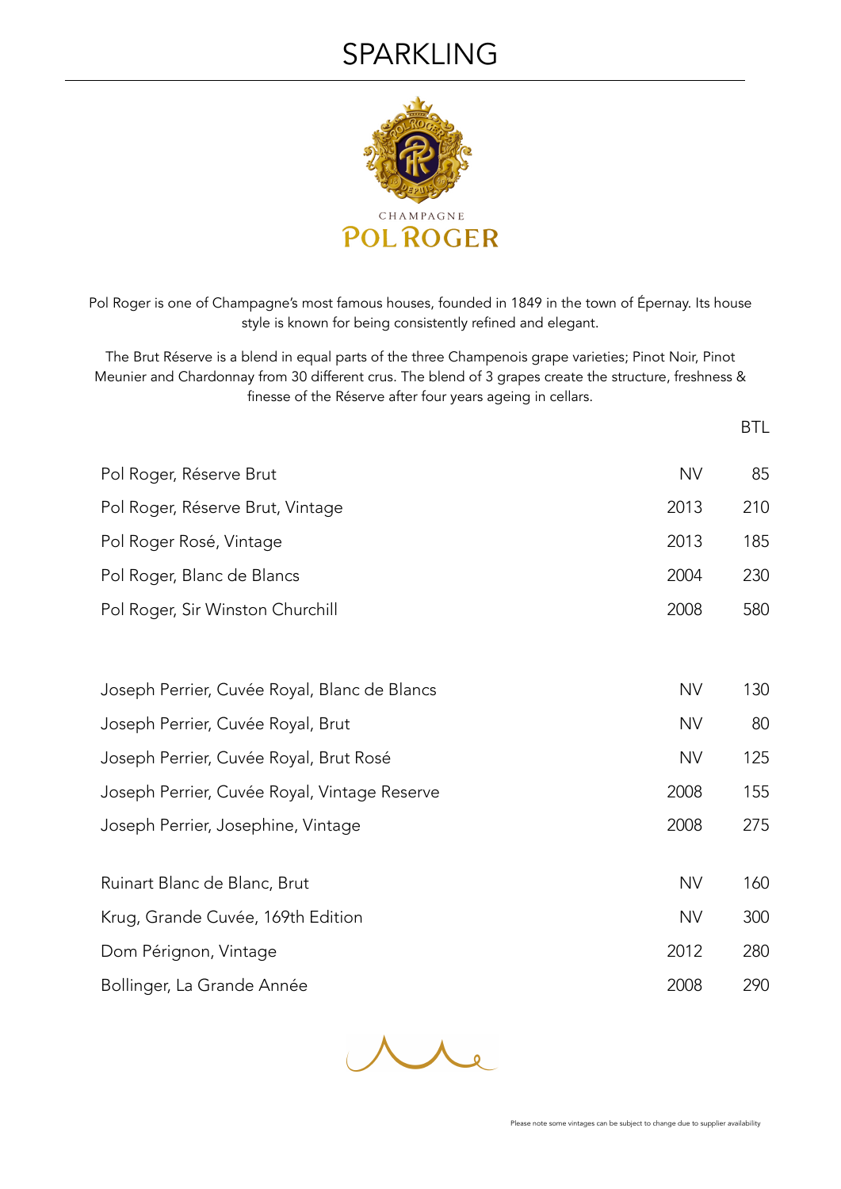# SPARKLING

CHAMPAGNE
POL ROGER

Pol Roger is one of Champagne's most famous houses, founded in 1849 in the town of Épernay. Its house style is known for being consistently refined and elegant.

The Brut Réserve is a blend in equal parts of the three Champenois grape varieties; Pinot Noir, Pinot Meunier and Chardonnay from 30 different crus. The blend of 3 grapes create the structure, freshness & finesse of the Réserve after four years ageing in cellars.

| | | BTL |
|---|---|---|
| Pol Roger, Réserve Brut | NV | 85 |
| Pol Roger, Réserve Brut, Vintage | 2013 | 210 |
| Pol Roger Rosé, Vintage | 2013 | 185 |
| Pol Roger, Blanc de Blancs | 2004 | 230 |
| Pol Roger, Sir Winston Churchill | 2008 | 580 |
| | | |
| Joseph Perrier, Cuvée Royal, Blanc de Blancs | NV | 130 |
| Joseph Perrier, Cuvée Royal, Brut | NV | 80 |
| Joseph Perrier, Cuvée Royal, Brut Rosé | NV | 125 |
| Joseph Perrier, Cuvée Royal, Vintage Reserve | 2008 | 155 |
| Joseph Perrier, Josephine, Vintage | 2008 | 275 |
| | | |
| Ruinart Blanc de Blanc, Brut | NV | 160 |
| Krug, Grande Cuvée, 169th Edition | NV | 300 |
| Dom Pérignon, Vintage | 2012 | 280 |
| Bollinger, La Grande Année | 2008 | 290 |

Please note some vintages can be subject to change due to supplier availability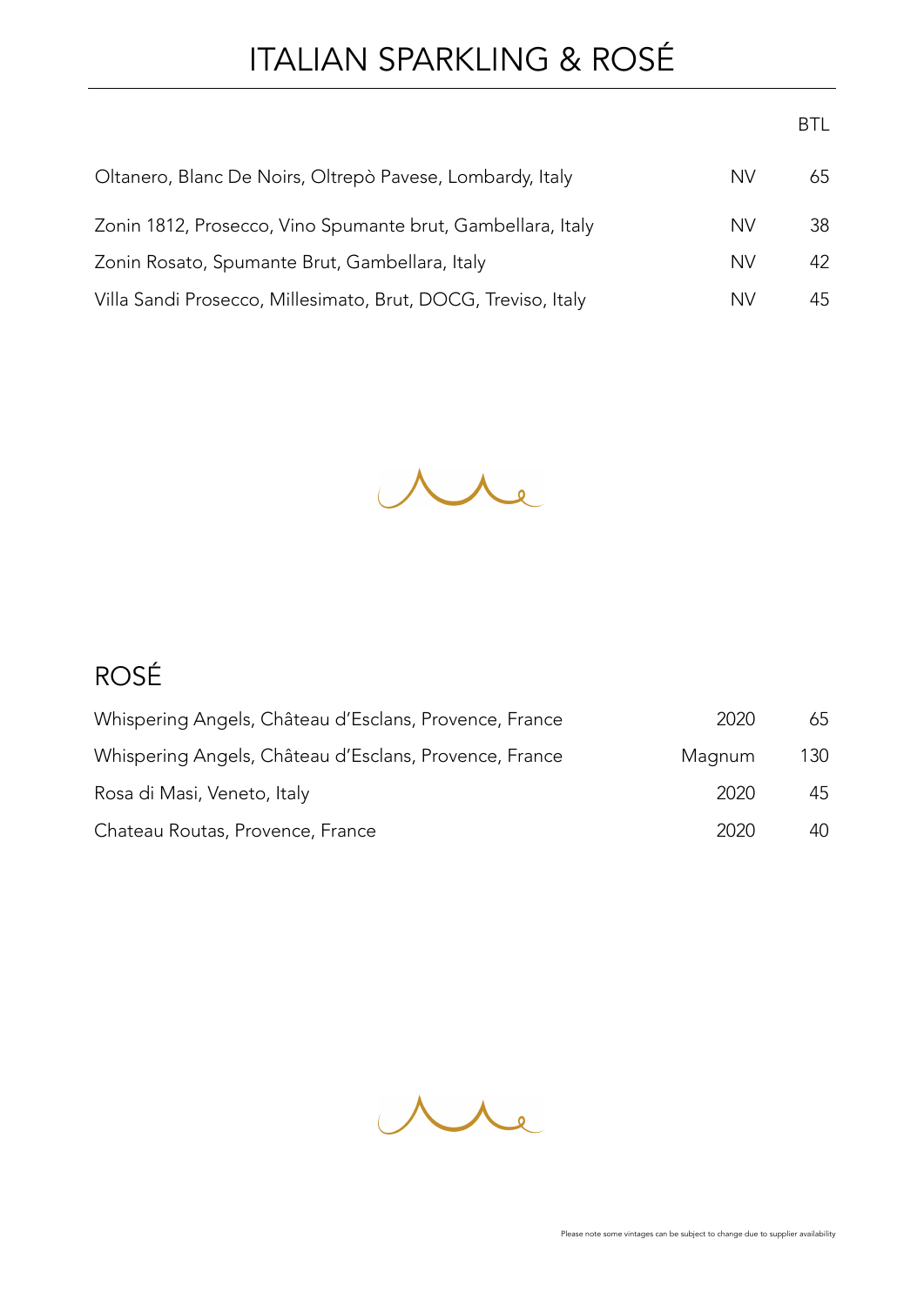# ITALIAN SPARKLING & ROSÉ

| | | BTL |
|---|---|---|
| Oltanero, Blanc De Noirs, Oltrepò Pavese, Lombardy, Italy | NV | 65 |
| Zonin 1812, Prosecco, Vino Spumante brut, Gambellara, Italy | NV | 38 |
| Zonin Rosato, Spumante Brut, Gambellara, Italy | NV | 42 |
| Villa Sandi Prosecco, Millesimato, Brut, DOCG, Treviso, Italy | NV | 45 |

## ROSÉ

| | | |
|---|---|---|
| Whispering Angels, Château d'Esclans, Provence, France | 2020 | 65 |
| Whispering Angels, Château d'Esclans, Provence, France | Magnum | 130 |
| Rosa di Masi, Veneto, Italy | 2020 | 45 |
| Chateau Routas, Provence, France | 2020 | 40 |

Please note some vintages can be subject to change due to supplier availability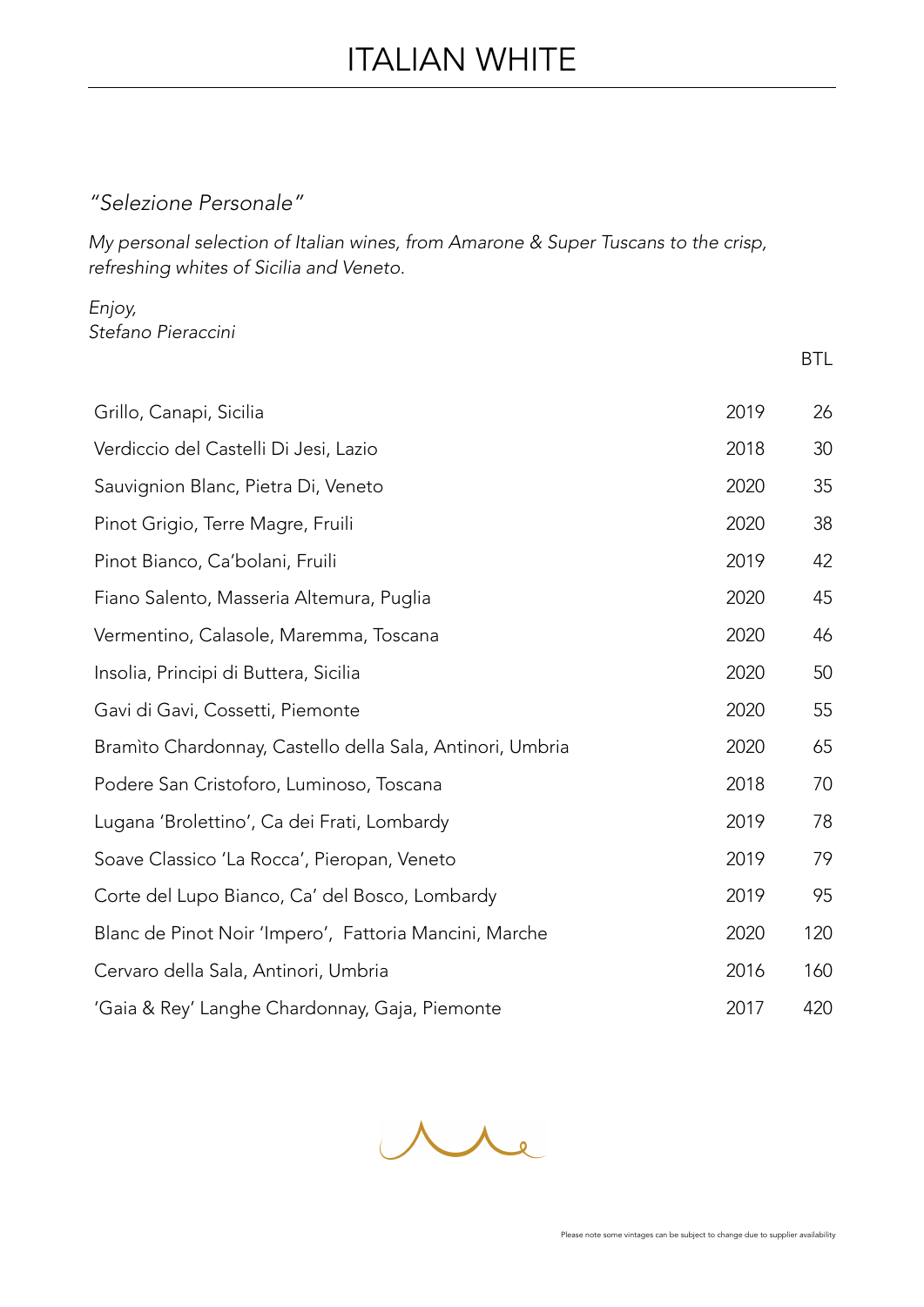# ITALIAN WHITE

*"Selezione Personale"*

*My personal selection of Italian wines, from Amarone & Super Tuscans to the crisp, refreshing whites of Sicilia and Veneto.*

*Enjoy,*
*Stefano Pieraccini*

| | | BTL |
|---|---|---|
| Grillo, Canapi, Sicilia | 2019 | 26 |
| Verdiccio del Castelli Di Jesi, Lazio | 2018 | 30 |
| Sauvignion Blanc, Pietra Di, Veneto | 2020 | 35 |
| Pinot Grigio, Terre Magre, Fruili | 2020 | 38 |
| Pinot Bianco, Ca'bolani, Fruili | 2019 | 42 |
| Fiano Salento, Masseria Altemura, Puglia | 2020 | 45 |
| Vermentino, Calasole, Maremma, Toscana | 2020 | 46 |
| Insolia, Principi di Buttera, Sicilia | 2020 | 50 |
| Gavi di Gavi, Cossetti, Piemonte | 2020 | 55 |
| Bramìto Chardonnay, Castello della Sala, Antinori, Umbria | 2020 | 65 |
| Podere San Cristoforo, Luminoso, Toscana | 2018 | 70 |
| Lugana 'Brolettino', Ca dei Frati, Lombardy | 2019 | 78 |
| Soave Classico 'La Rocca', Pieropan, Veneto | 2019 | 79 |
| Corte del Lupo Bianco, Ca' del Bosco, Lombardy | 2019 | 95 |
| Blanc de Pinot Noir 'Impero', Fattoria Mancini, Marche | 2020 | 120 |
| Cervaro della Sala, Antinori, Umbria | 2016 | 160 |
| 'Gaia & Rey' Langhe Chardonnay, Gaja, Piemonte | 2017 | 420 |

Please note some vintages can be subject to change due to supplier availability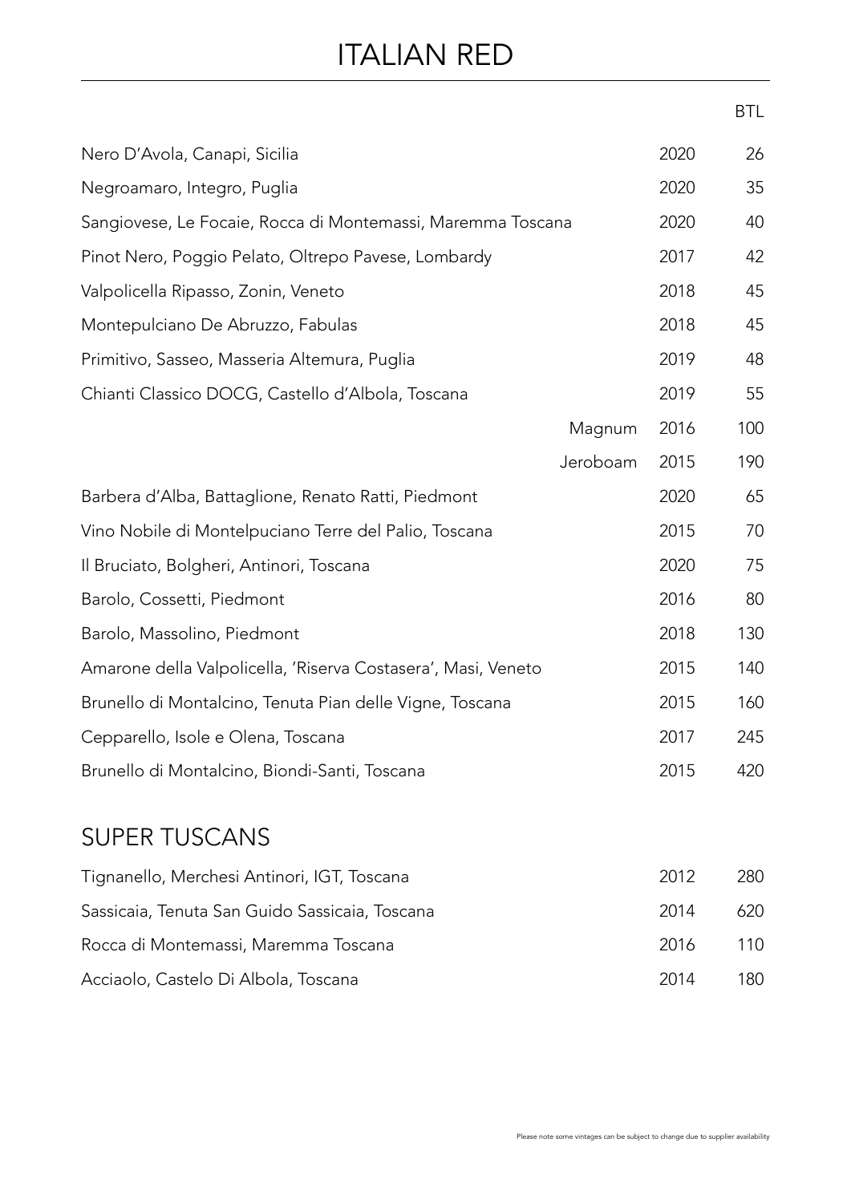# ITALIAN RED

| Wine | | Vintage | BTL |
|---|---|---|---|
| Nero D'Avola, Canapi, Sicilia | | 2020 | 26 |
| Negroamaro, Integro, Puglia | | 2020 | 35 |
| Sangiovese, Le Focaie, Rocca di Montemassi, Maremma Toscana | | 2020 | 40 |
| Pinot Nero, Poggio Pelato, Oltrepo Pavese, Lombardy | | 2017 | 42 |
| Valpolicella Ripasso, Zonin, Veneto | | 2018 | 45 |
| Montepulciano De Abruzzo, Fabulas | | 2018 | 45 |
| Primitivo, Sasseo, Masseria Altemura, Puglia | | 2019 | 48 |
| Chianti Classico DOCG, Castello d'Albola, Toscana | | 2019 | 55 |
| | Magnum | 2016 | 100 |
| | Jeroboam | 2015 | 190 |
| Barbera d'Alba, Battaglione, Renato Ratti, Piedmont | | 2020 | 65 |
| Vino Nobile di Montelpuciano Terre del Palio, Toscana | | 2015 | 70 |
| Il Bruciato, Bolgheri, Antinori, Toscana | | 2020 | 75 |
| Barolo, Cossetti, Piedmont | | 2016 | 80 |
| Barolo, Massolino, Piedmont | | 2018 | 130 |
| Amarone della Valpolicella, 'Riserva Costasera', Masi, Veneto | | 2015 | 140 |
| Brunello di Montalcino, Tenuta Pian delle Vigne, Toscana | | 2015 | 160 |
| Cepparello, Isole e Olena, Toscana | | 2017 | 245 |
| Brunello di Montalcino, Biondi-Santi, Toscana | | 2015 | 420 |

## SUPER TUSCANS

| Wine | Vintage | BTL |
|---|---|---|
| Tignanello, Merchesi Antinori, IGT, Toscana | 2012 | 280 |
| Sassicaia, Tenuta San Guido Sassicaia, Toscana | 2014 | 620 |
| Rocca di Montemassi, Maremma Toscana | 2016 | 110 |
| Acciaolo, Castelo Di Albola, Toscana | 2014 | 180 |

Please note some vintages can be subject to change due to supplier availability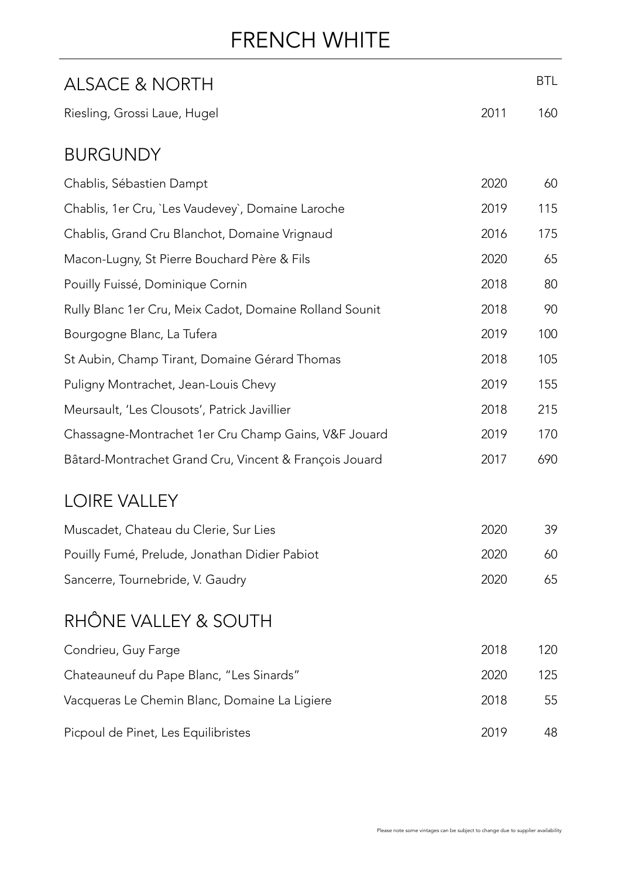# FRENCH WHITE

## ALSACE & NORTH

| | | BTL |
|---|---|---|
| Riesling, Grossi Laue, Hugel | 2011 | 160 |

## BURGUNDY

| | | |
|---|---|---|
| Chablis, Sébastien Dampt | 2020 | 60 |
| Chablis, 1er Cru, `Les Vaudevey`, Domaine Laroche | 2019 | 115 |
| Chablis, Grand Cru Blanchot, Domaine Vrignaud | 2016 | 175 |
| Macon-Lugny, St Pierre Bouchard Père & Fils | 2020 | 65 |
| Pouilly Fuissé, Dominique Cornin | 2018 | 80 |
| Rully Blanc 1er Cru, Meix Cadot, Domaine Rolland Sounit | 2018 | 90 |
| Bourgogne Blanc, La Tufera | 2019 | 100 |
| St Aubin, Champ Tirant, Domaine Gérard Thomas | 2018 | 105 |
| Puligny Montrachet, Jean-Louis Chevy | 2019 | 155 |
| Meursault, 'Les Clousots', Patrick Javillier | 2018 | 215 |
| Chassagne-Montrachet 1er Cru Champ Gains, V&F Jouard | 2019 | 170 |
| Bâtard-Montrachet Grand Cru, Vincent & François Jouard | 2017 | 690 |

## LOIRE VALLEY

| | | |
|---|---|---|
| Muscadet, Chateau du Clerie, Sur Lies | 2020 | 39 |
| Pouilly Fumé, Prelude, Jonathan Didier Pabiot | 2020 | 60 |
| Sancerre, Tournebride, V. Gaudry | 2020 | 65 |

## RHÔNE VALLEY & SOUTH

| | | |
|---|---|---|
| Condrieu, Guy Farge | 2018 | 120 |
| Chateauneuf du Pape Blanc, "Les Sinards" | 2020 | 125 |
| Vacqueras Le Chemin Blanc, Domaine La Ligiere | 2018 | 55 |
| Picpoul de Pinet, Les Equilibristes | 2019 | 48 |

Please note some vintages can be subject to change due to supplier availability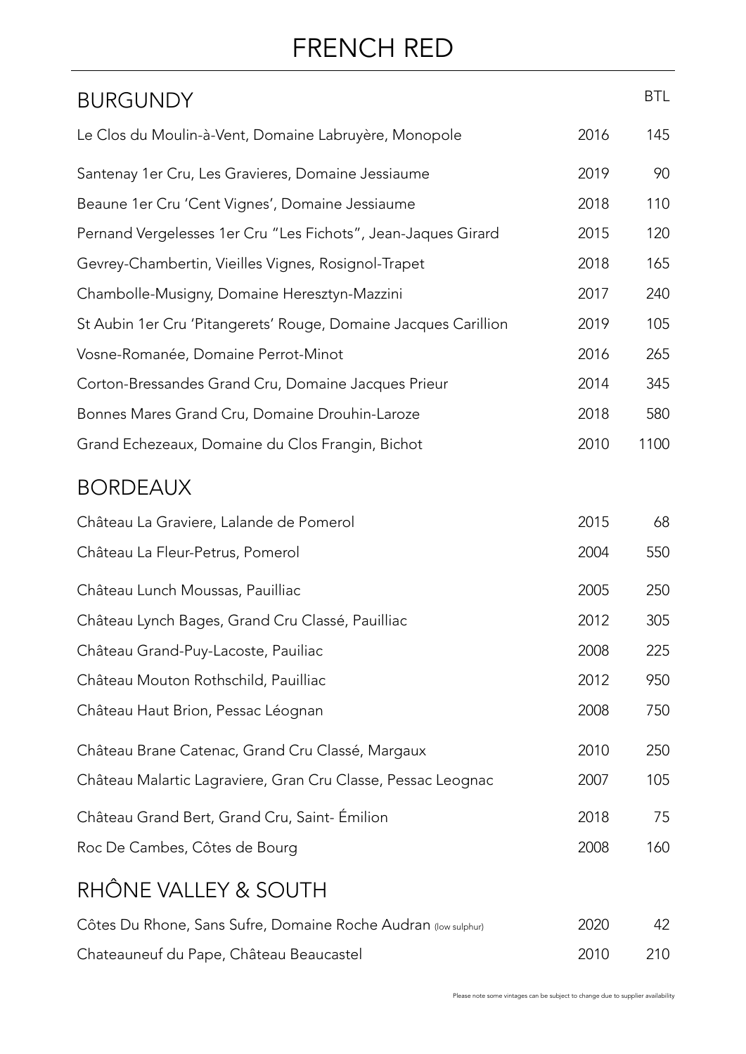# FRENCH RED

## BURGUNDY

| Wine | Vintage | BTL |
|---|---|---|
| Le Clos du Moulin-à-Vent, Domaine Labruyère, Monopole | 2016 | 145 |
| Santenay 1er Cru, Les Gravieres, Domaine Jessiaume | 2019 | 90 |
| Beaune 1er Cru 'Cent Vignes', Domaine Jessiaume | 2018 | 110 |
| Pernand Vergelesses 1er Cru "Les Fichots", Jean-Jaques Girard | 2015 | 120 |
| Gevrey-Chambertin, Vieilles Vignes, Rosignol-Trapet | 2018 | 165 |
| Chambolle-Musigny, Domaine Heresztyn-Mazzini | 2017 | 240 |
| St Aubin 1er Cru 'Pitangerets' Rouge, Domaine Jacques Carillion | 2019 | 105 |
| Vosne-Romanée, Domaine Perrot-Minot | 2016 | 265 |
| Corton-Bressandes Grand Cru, Domaine Jacques Prieur | 2014 | 345 |
| Bonnes Mares Grand Cru, Domaine Drouhin-Laroze | 2018 | 580 |
| Grand Echezeaux, Domaine du Clos Frangin, Bichot | 2010 | 1100 |

## BORDEAUX

| Wine | Vintage | BTL |
|---|---|---|
| Château La Graviere, Lalande de Pomerol | 2015 | 68 |
| Château La Fleur-Petrus, Pomerol | 2004 | 550 |
| Château Lunch Moussas, Pauilliac | 2005 | 250 |
| Château Lynch Bages, Grand Cru Classé, Pauilliac | 2012 | 305 |
| Château Grand-Puy-Lacoste, Pauiliac | 2008 | 225 |
| Château Mouton Rothschild, Pauilliac | 2012 | 950 |
| Château Haut Brion, Pessac Léognan | 2008 | 750 |
| Château Brane Catenac, Grand Cru Classé, Margaux | 2010 | 250 |
| Château Malartic Lagraviere, Gran Cru Classe, Pessac Leognac | 2007 | 105 |
| Château Grand Bert, Grand Cru, Saint- Émilion | 2018 | 75 |
| Roc De Cambes, Côtes de Bourg | 2008 | 160 |

## RHÔNE VALLEY & SOUTH

| Wine | Vintage | BTL |
|---|---|---|
| Côtes Du Rhone, Sans Sufre, Domaine Roche Audran (low sulphur) | 2020 | 42 |
| Chateauneuf du Pape, Château Beaucastel | 2010 | 210 |

Please note some vintages can be subject to change due to supplier availability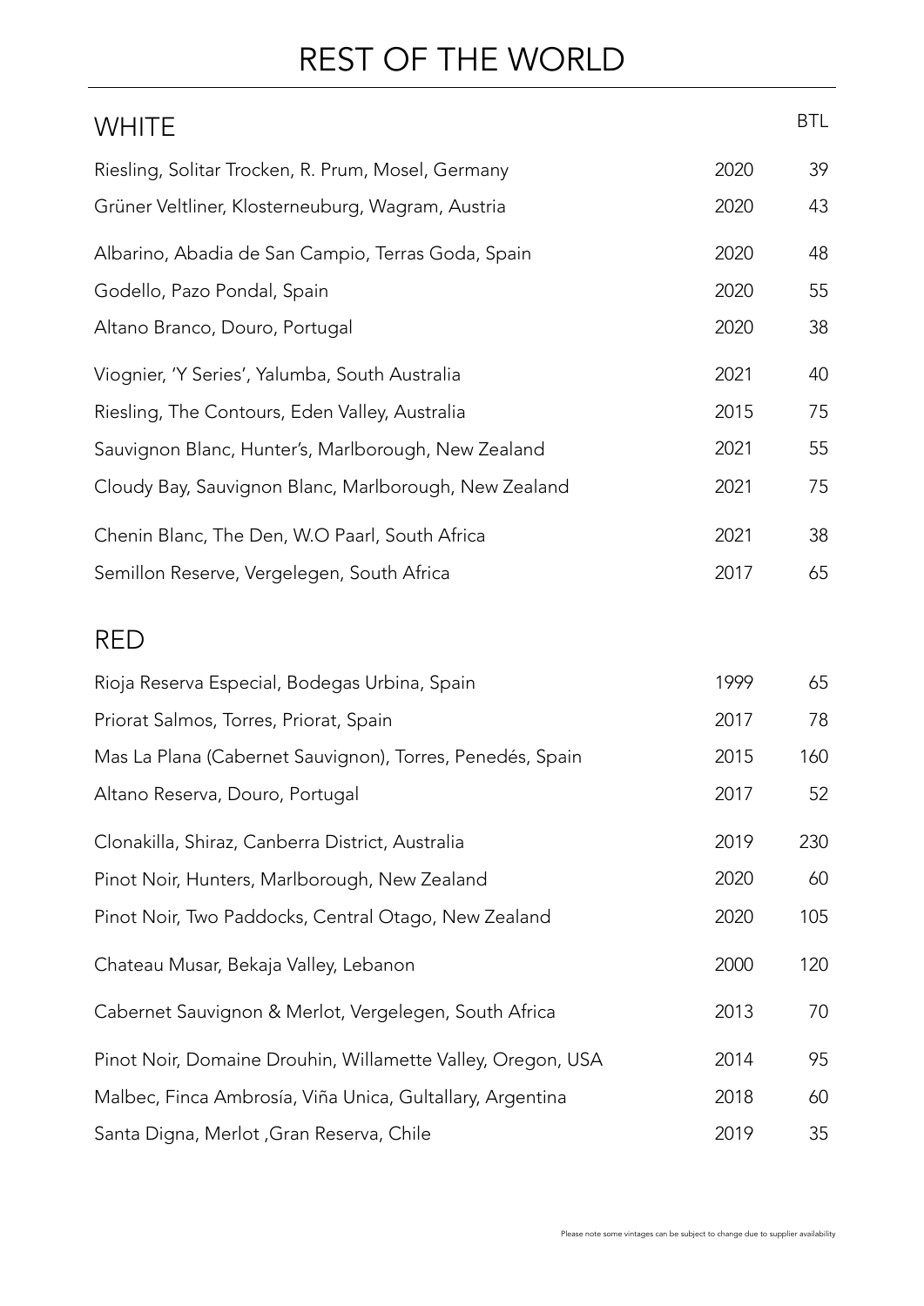# REST OF THE WORLD

## WHITE

| Wine | Vintage | BTL |
|---|---|---|
| Riesling, Solitar Trocken, R. Prum, Mosel, Germany | 2020 | 39 |
| Grüner Veltliner, Klosterneuburg, Wagram, Austria | 2020 | 43 |
| Albarino, Abadia de San Campio, Terras Goda, Spain | 2020 | 48 |
| Godello, Pazo Pondal, Spain | 2020 | 55 |
| Altano Branco, Douro, Portugal | 2020 | 38 |
| Viognier, 'Y Series', Yalumba, South Australia | 2021 | 40 |
| Riesling, The Contours, Eden Valley, Australia | 2015 | 75 |
| Sauvignon Blanc, Hunter's, Marlborough, New Zealand | 2021 | 55 |
| Cloudy Bay, Sauvignon Blanc, Marlborough, New Zealand | 2021 | 75 |
| Chenin Blanc, The Den, W.O Paarl, South Africa | 2021 | 38 |
| Semillon Reserve, Vergelegen, South Africa | 2017 | 65 |

## RED

| Wine | Vintage | BTL |
|---|---|---|
| Rioja Reserva Especial, Bodegas Urbina, Spain | 1999 | 65 |
| Priorat Salmos, Torres, Priorat, Spain | 2017 | 78 |
| Mas La Plana (Cabernet Sauvignon), Torres, Penedés, Spain | 2015 | 160 |
| Altano Reserva, Douro, Portugal | 2017 | 52 |
| Clonakilla, Shiraz, Canberra District, Australia | 2019 | 230 |
| Pinot Noir, Hunters, Marlborough, New Zealand | 2020 | 60 |
| Pinot Noir, Two Paddocks, Central Otago, New Zealand | 2020 | 105 |
| Chateau Musar, Bekaja Valley, Lebanon | 2000 | 120 |
| Cabernet Sauvignon & Merlot, Vergelegen, South Africa | 2013 | 70 |
| Pinot Noir, Domaine Drouhin, Willamette Valley, Oregon, USA | 2014 | 95 |
| Malbec, Finca Ambrosía, Viña Unica, Gultallary, Argentina | 2018 | 60 |
| Santa Digna, Merlot ,Gran Reserva, Chile | 2019 | 35 |

Please note some vintages can be subject to change due to supplier availability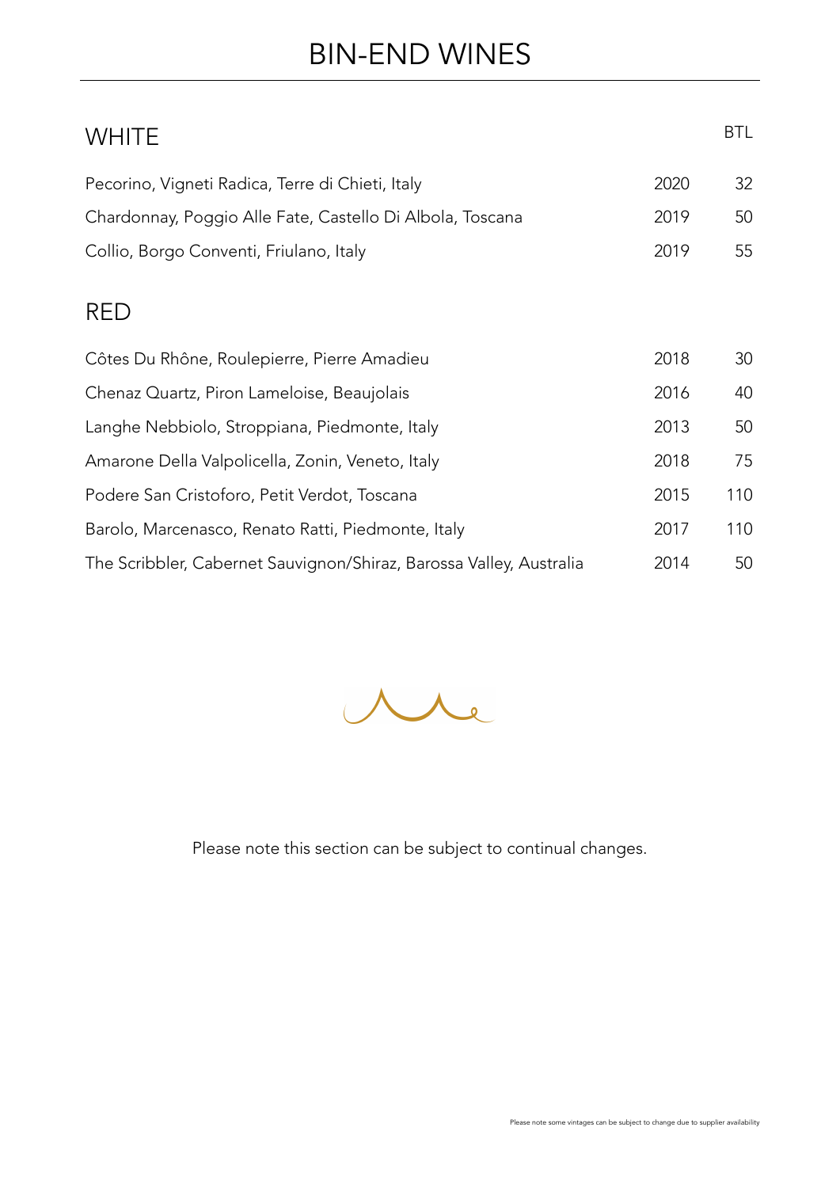# BIN-END WINES

## WHITE

| | | BTL |
|---|---|---|
| Pecorino, Vigneti Radica, Terre di Chieti, Italy | 2020 | 32 |
| Chardonnay, Poggio Alle Fate, Castello Di Albola, Toscana | 2019 | 50 |
| Collio, Borgo Conventi, Friulano, Italy | 2019 | 55 |

## RED

| | | |
|---|---|---|
| Côtes Du Rhône, Roulepierre, Pierre Amadieu | 2018 | 30 |
| Chenaz Quartz, Piron Lameloise, Beaujolais | 2016 | 40 |
| Langhe Nebbiolo, Stroppiana, Piedmonte, Italy | 2013 | 50 |
| Amarone Della Valpolicella, Zonin, Veneto, Italy | 2018 | 75 |
| Podere San Cristoforo, Petit Verdot, Toscana | 2015 | 110 |
| Barolo, Marcenasco, Renato Ratti, Piedmonte, Italy | 2017 | 110 |
| The Scribbler, Cabernet Sauvignon/Shiraz, Barossa Valley, Australia | 2014 | 50 |

Please note this section can be subject to continual changes.

Please note some vintages can be subject to change due to supplier availability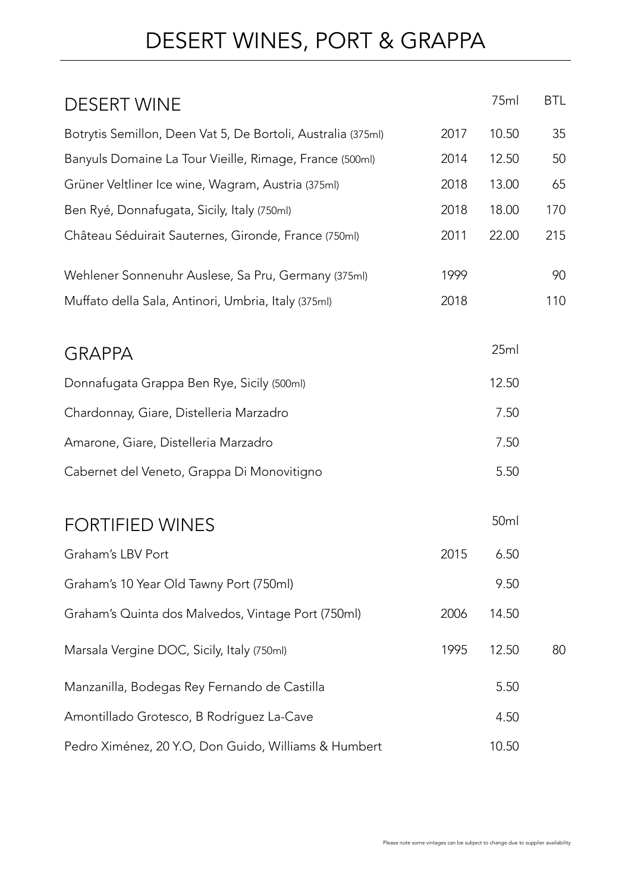# DESERT WINES, PORT & GRAPPA

## DESERT WINE

| | | 75ml | BTL |
|---|---|---|---|
| Botrytis Semillon, Deen Vat 5, De Bortoli, Australia (375ml) | 2017 | 10.50 | 35 |
| Banyuls Domaine La Tour Vieille, Rimage, France (500ml) | 2014 | 12.50 | 50 |
| Grüner Veltliner Ice wine, Wagram, Austria (375ml) | 2018 | 13.00 | 65 |
| Ben Ryé, Donnafugata, Sicily, Italy (750ml) | 2018 | 18.00 | 170 |
| Château Séduirait Sauternes, Gironde, France (750ml) | 2011 | 22.00 | 215 |
| Wehlener Sonnenuhr Auslese, Sa Pru, Germany (375ml) | 1999 | | 90 |
| Muffato della Sala, Antinori, Umbria, Italy (375ml) | 2018 | | 110 |

## GRAPPA

| | 25ml |
|---|---|
| Donnafugata Grappa Ben Rye, Sicily (500ml) | 12.50 |
| Chardonnay, Giare, Distelleria Marzadro | 7.50 |
| Amarone, Giare, Distelleria Marzadro | 7.50 |
| Cabernet del Veneto, Grappa Di Monovitigno | 5.50 |

## FORTIFIED WINES

| | | 50ml | |
|---|---|---|---|
| Graham's LBV Port | 2015 | 6.50 | |
| Graham's 10 Year Old Tawny Port (750ml) | | 9.50 | |
| Graham's Quinta dos Malvedos, Vintage Port (750ml) | 2006 | 14.50 | |
| Marsala Vergine DOC, Sicily, Italy (750ml) | 1995 | 12.50 | 80 |
| Manzanilla, Bodegas Rey Fernando de Castilla | | 5.50 | |
| Amontillado Grotesco, B Rodríguez La-Cave | | 4.50 | |
| Pedro Ximénez, 20 Y.O, Don Guido, Williams & Humbert | | 10.50 | |

Please note some vintages can be subject to change due to supplier availability